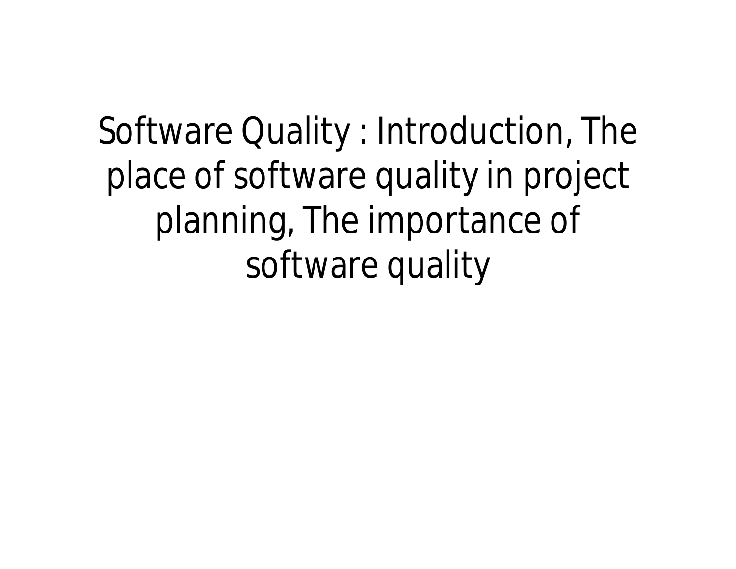# Software Quality : Introduction, The place of software quality in project planning, The importance of software quality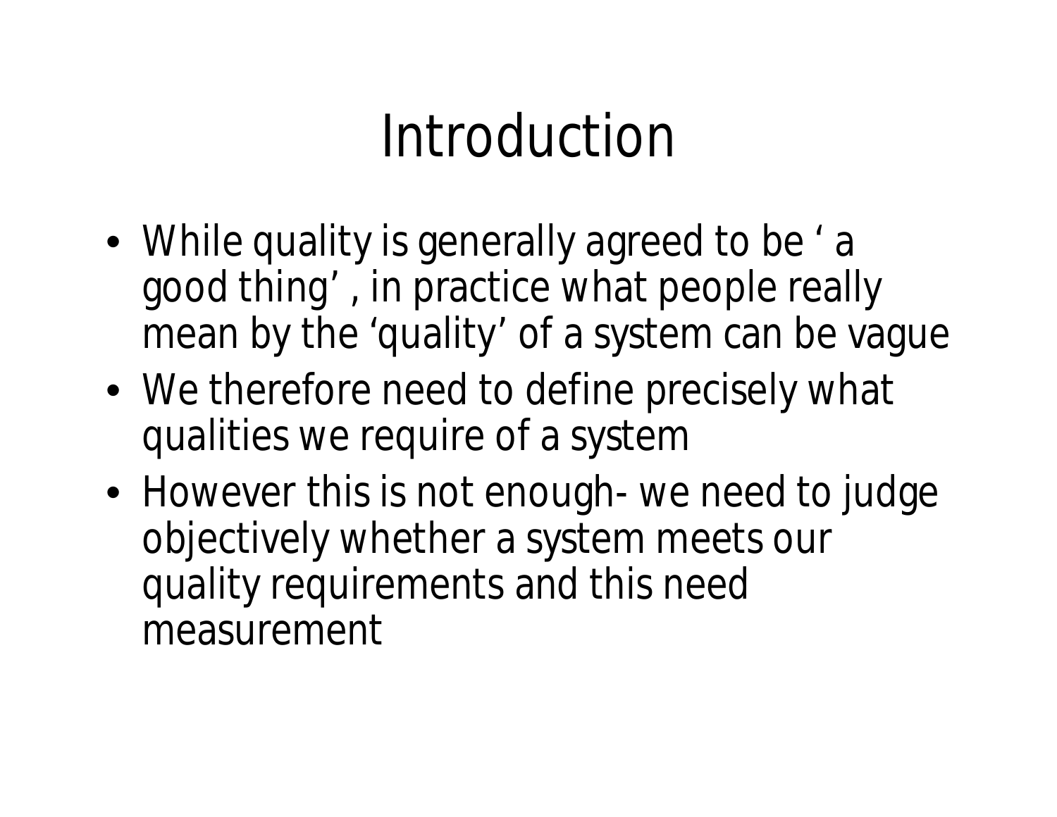# Introduction

- While quality is generally agreed to be ‘ a good thing’ , in practice what people really mean by the ‘quality’ of a system can be vague
- We therefore need to define precisely what qualities we require of a system
- However this is not enough- we need to judge objectively whether a system meets our quality requirements and this need measurement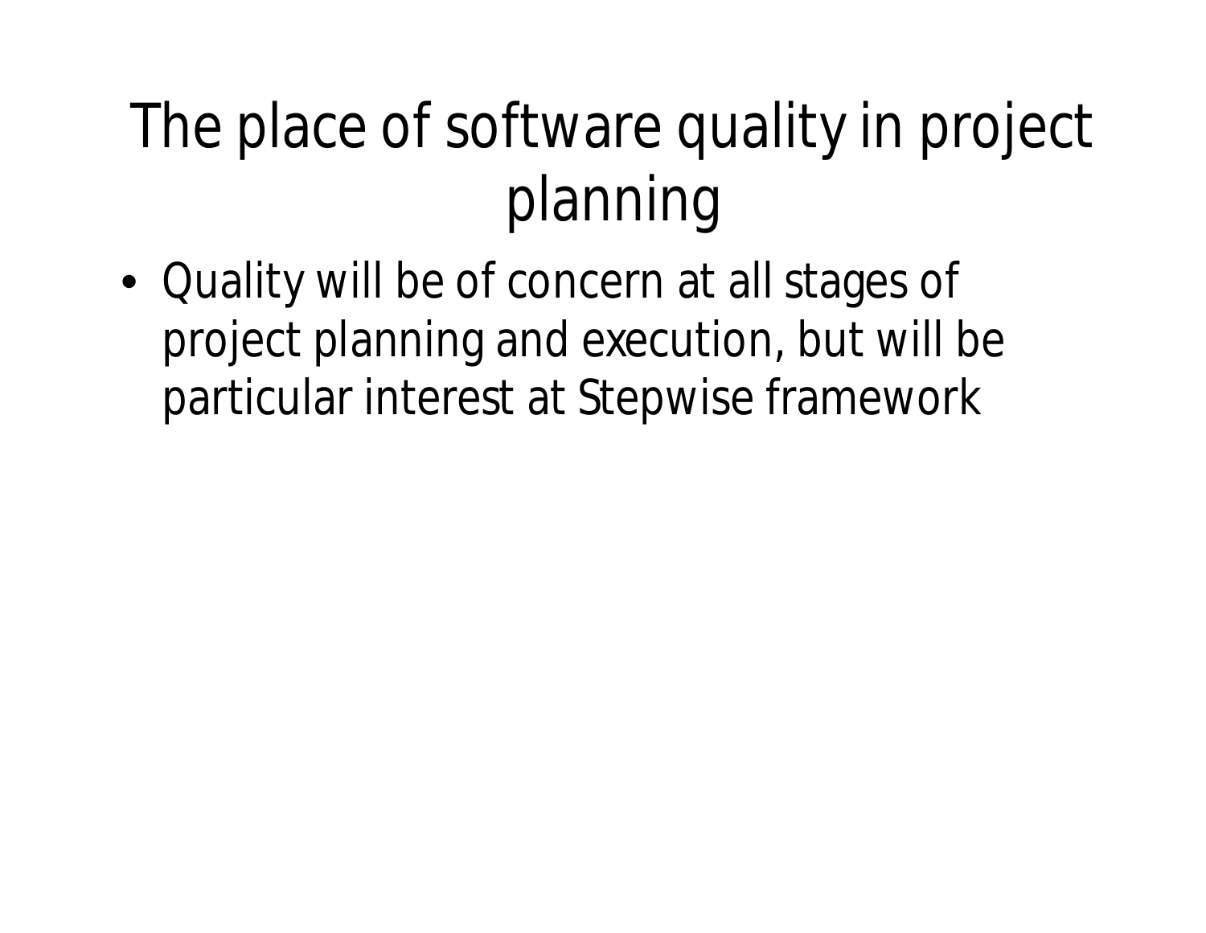# The place of software quality in project planning

- Quality will be of concern at all stages of project planning and execution, but will be particular interest at Stepwise framework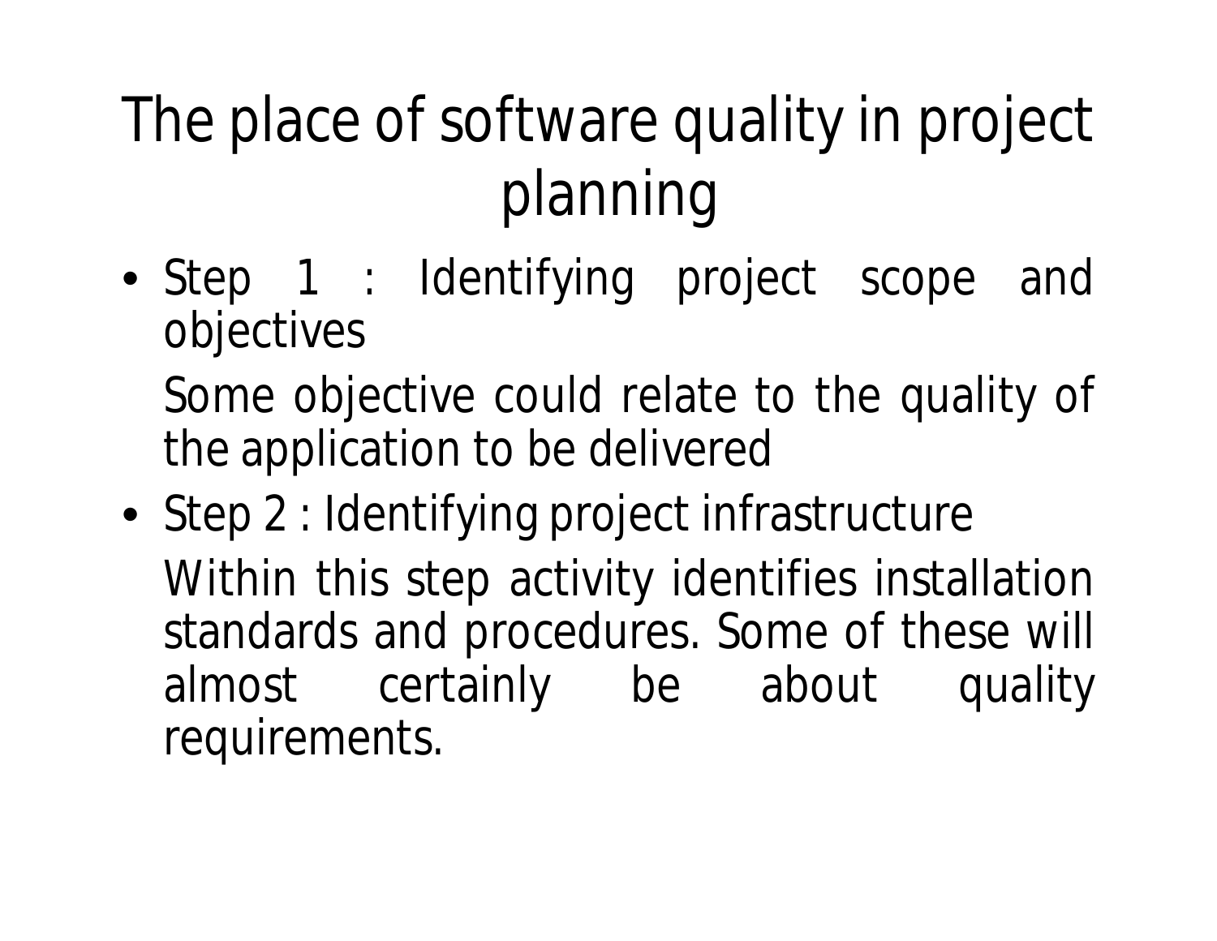# The place of software quality in project planning

- Step 1 : Identifying project scope and objectives

  Some objective could relate to the quality of the application to be delivered

- Step 2 : Identifying project infrastructure

  Within this step activity identifies installation standards and procedures. Some of these will almost certainly be about quality requirements.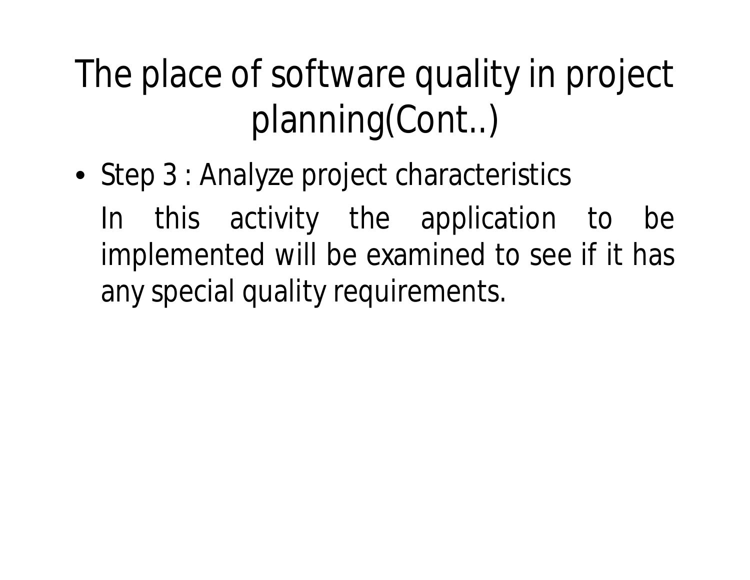# The place of software quality in project planning(Cont..)

- Step 3 : Analyze project characteristics

  In this activity the application to be implemented will be examined to see if it has any special quality requirements.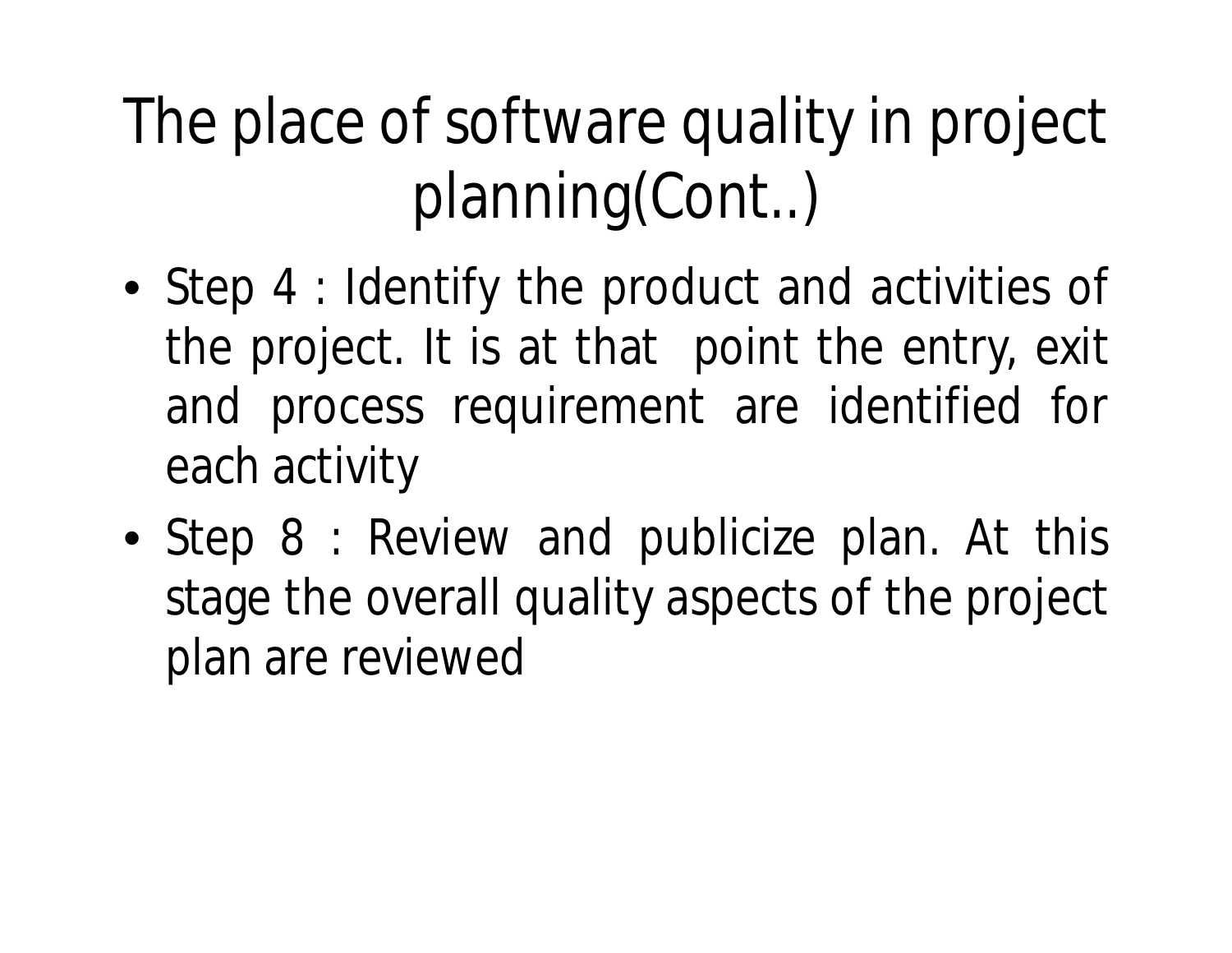# The place of software quality in project planning(Cont..)

- Step 4 : Identify the product and activities of the project. It is at that point the entry, exit and process requirement are identified for each activity
- Step 8 : Review and publicize plan. At this stage the overall quality aspects of the project plan are reviewed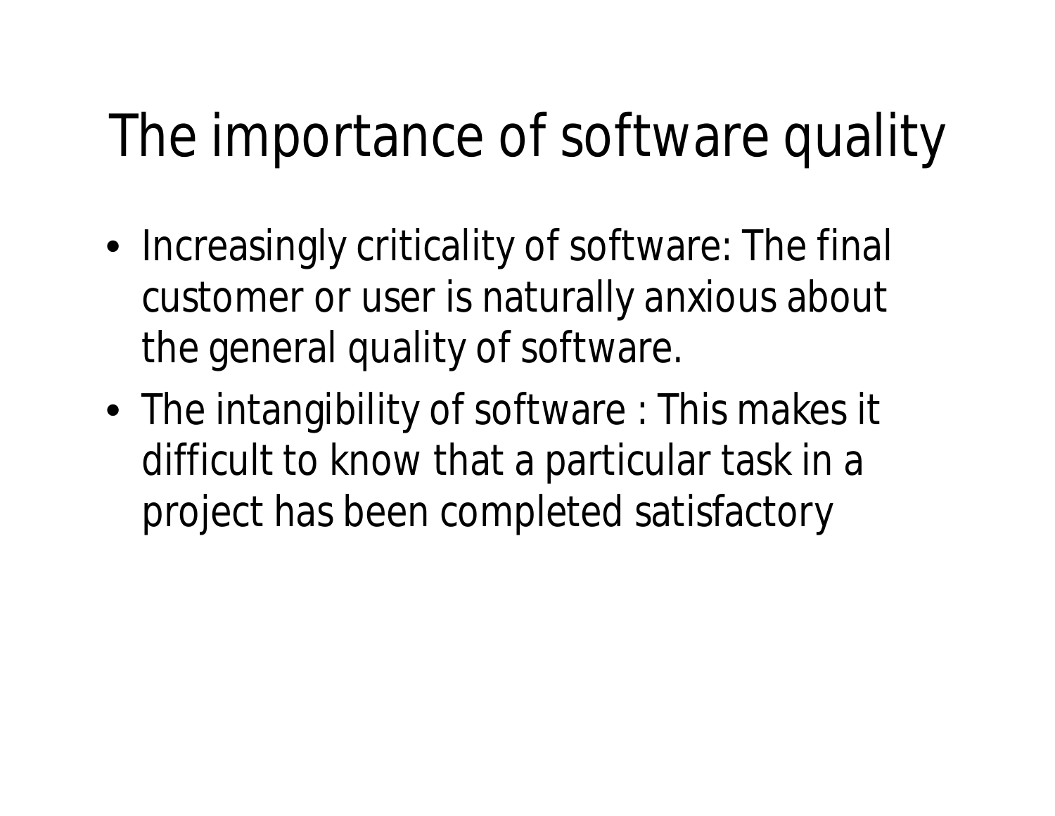# The importance of software quality

- Increasingly criticality of software: The final customer or user is naturally anxious about the general quality of software.
- The intangibility of software : This makes it difficult to know that a particular task in a project has been completed satisfactory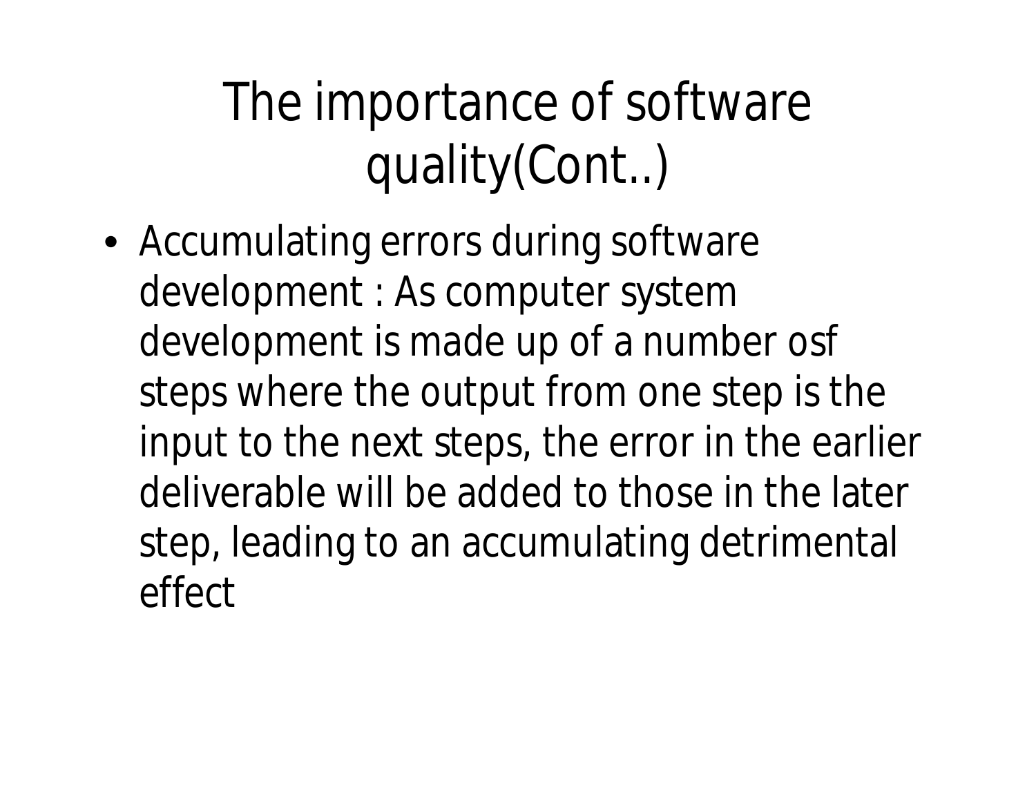# The importance of software quality(Cont..)

- Accumulating errors during software development : As computer system development is made up of a number osf steps where the output from one step is the input to the next steps, the error in the earlier deliverable will be added to those in the later step, leading to an accumulating detrimental effect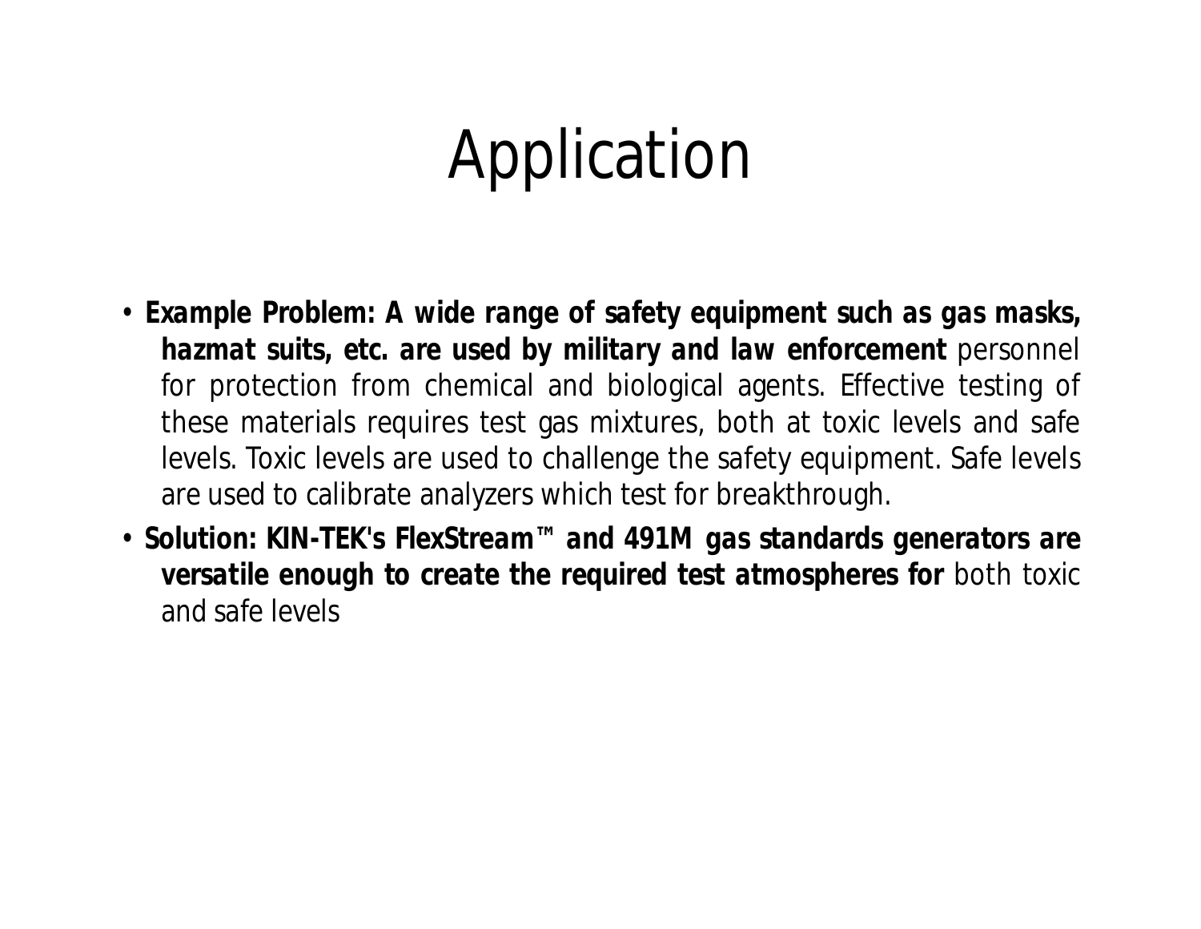# Application

- **Example Problem: A wide range of safety equipment such as gas masks, hazmat suits, etc. are used by military and law enforcement** personnel for protection from chemical and biological agents. Effective testing of these materials requires test gas mixtures, both at toxic levels and safe levels. Toxic levels are used to challenge the safety equipment. Safe levels are used to calibrate analyzers which test for breakthrough.
- **Solution: KIN-TEK's FlexStream™ and 491M gas standards generators are versatile enough to create the required test atmospheres for** both toxic and safe levels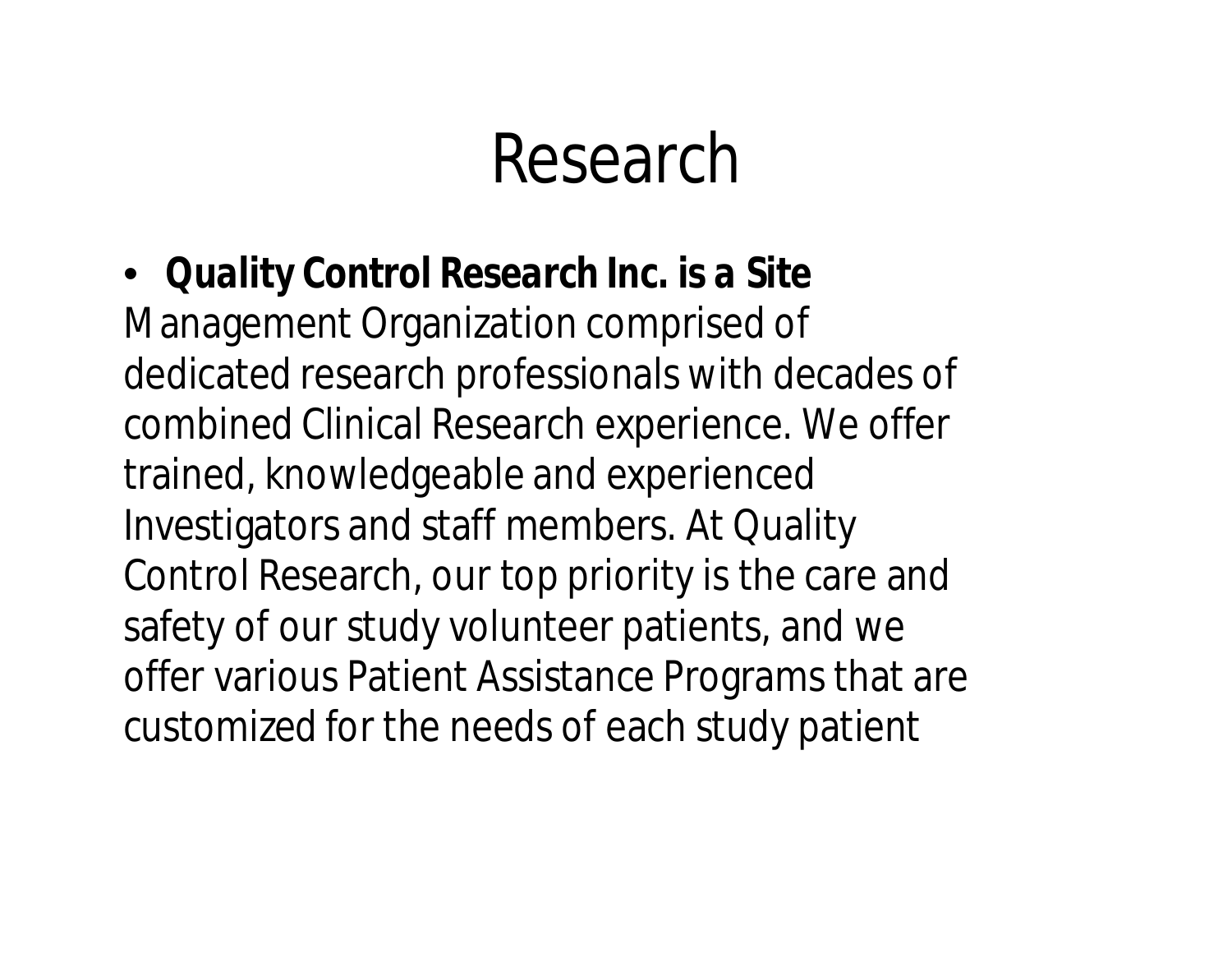# Research

- **Quality Control Research Inc. is a Site** Management Organization comprised of dedicated research professionals with decades of combined Clinical Research experience. We offer trained, knowledgeable and experienced Investigators and staff members. At Quality Control Research, our top priority is the care and safety of our study volunteer patients, and we offer various Patient Assistance Programs that are customized for the needs of each study patient